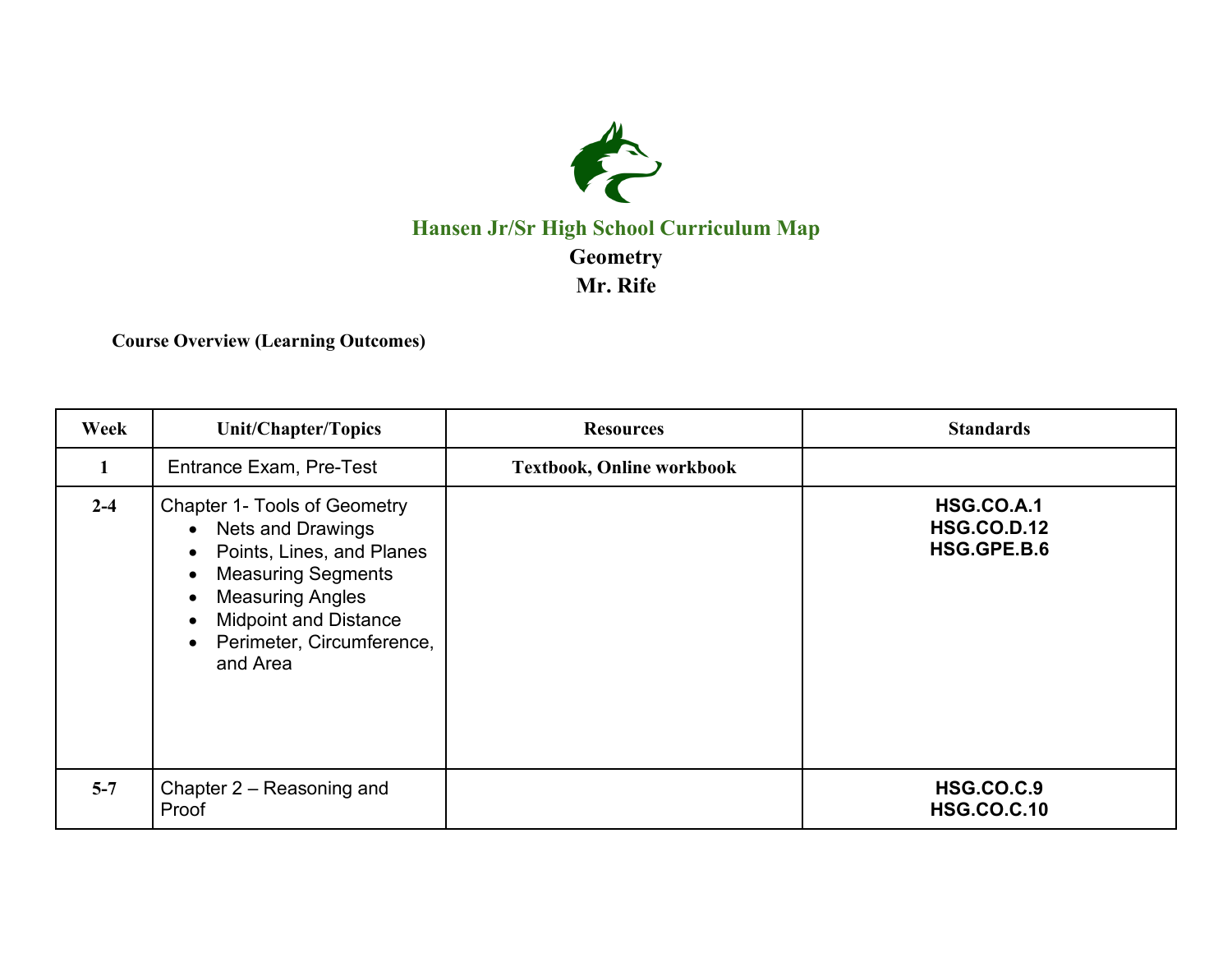# Hansen Jr/Sr High School Curriculum Map

## Geometry

## Mr. Rife

**Course Overview (Learning Outcomes)**

| Week | Unit/Chapter/Topics | Resources | Standards |
|---|---|---|---|
| 1 | Entrance Exam, Pre-Test | **Textbook, Online workbook** | |
| 2-4 | Chapter 1- Tools of Geometry<br>• Nets and Drawings<br>• Points, Lines, and Planes<br>• Measuring Segments<br>• Measuring Angles<br>• Midpoint and Distance<br>• Perimeter, Circumference, and Area | | **HSG.CO.A.1**<br>**HSG.CO.D.12**<br>**HSG.GPE.B.6** |
| 5-7 | Chapter 2 – Reasoning and Proof | | **HSG.CO.C.9**<br>**HSG.CO.C.10** |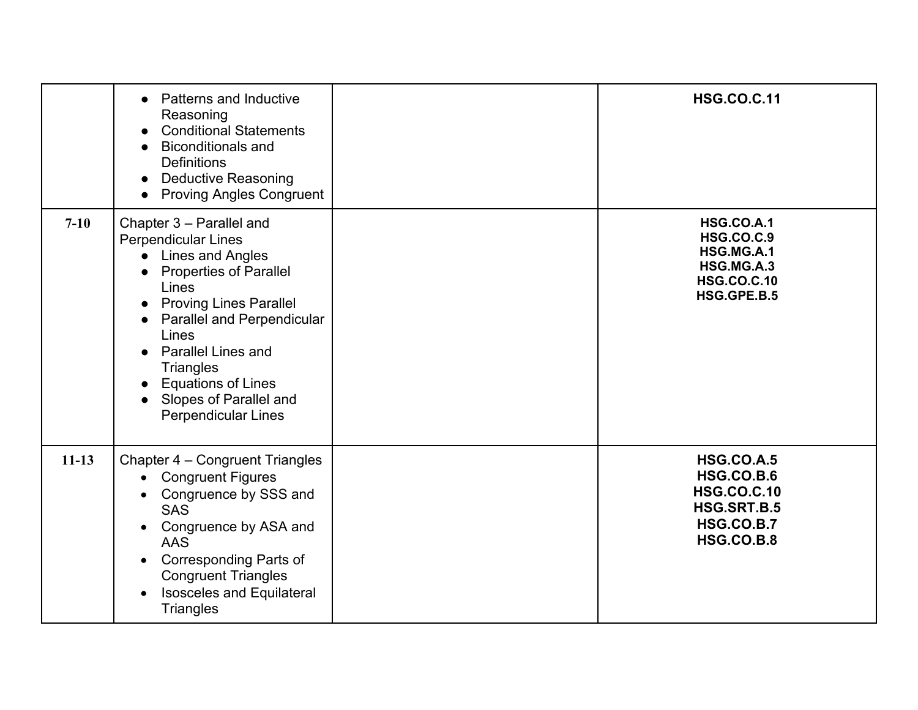| | | | |
|---|---|---|---|
| | • Patterns and Inductive Reasoning<br>• Conditional Statements<br>• Biconditionals and Definitions<br>• Deductive Reasoning<br>• Proving Angles Congruent | | **HSG.CO.C.11** |
| **7-10** | Chapter 3 – Parallel and Perpendicular Lines<br>• Lines and Angles<br>• Properties of Parallel Lines<br>• Proving Lines Parallel<br>• Parallel and Perpendicular Lines<br>• Parallel Lines and Triangles<br>• Equations of Lines<br>• Slopes of Parallel and Perpendicular Lines | | **HSG.CO.A.1**<br>**HSG.CO.C.9**<br>**HSG.MG.A.1**<br>**HSG.MG.A.3**<br>**HSG.CO.C.10**<br>**HSG.GPE.B.5** |
| **11-13** | Chapter 4 – Congruent Triangles<br>• Congruent Figures<br>• Congruence by SSS and SAS<br>• Congruence by ASA and AAS<br>• Corresponding Parts of Congruent Triangles<br>• Isosceles and Equilateral Triangles | | **HSG.CO.A.5**<br>**HSG.CO.B.6**<br>**HSG.CO.C.10**<br>**HSG.SRT.B.5**<br>**HSG.CO.B.7**<br>**HSG.CO.B.8** |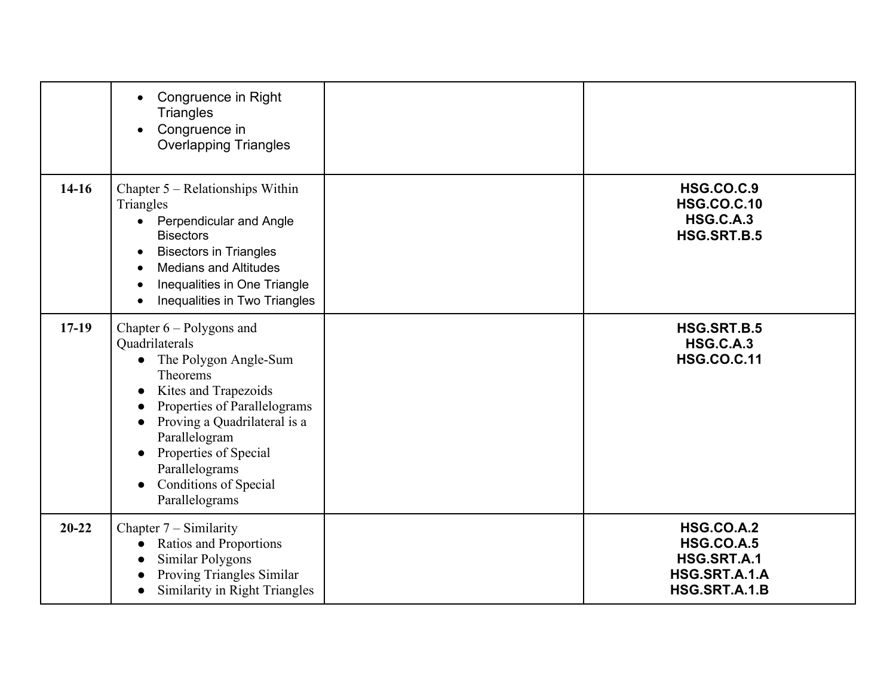| | | | |
|---|---|---|---|
| | • Congruence in Right Triangles<br>• Congruence in Overlapping Triangles | | |
| **14-16** | Chapter 5 – Relationships Within Triangles<br>• Perpendicular and Angle Bisectors<br>• Bisectors in Triangles<br>• Medians and Altitudes<br>• Inequalities in One Triangle<br>• Inequalities in Two Triangles | | **HSG.CO.C.9**<br>**HSG.CO.C.10**<br>**HSG.C.A.3**<br>**HSG.SRT.B.5** |
| **17-19** | Chapter 6 – Polygons and Quadrilaterals<br>• The Polygon Angle-Sum Theorems<br>• Kites and Trapezoids<br>• Properties of Parallelograms<br>• Proving a Quadrilateral is a Parallelogram<br>• Properties of Special Parallelograms<br>• Conditions of Special Parallelograms | | **HSG.SRT.B.5**<br>**HSG.C.A.3**<br>**HSG.CO.C.11** |
| **20-22** | Chapter 7 – Similarity<br>• Ratios and Proportions<br>• Similar Polygons<br>• Proving Triangles Similar<br>• Similarity in Right Triangles | | **HSG.CO.A.2**<br>**HSG.CO.A.5**<br>**HSG.SRT.A.1**<br>**HSG.SRT.A.1.A**<br>**HSG.SRT.A.1.B** |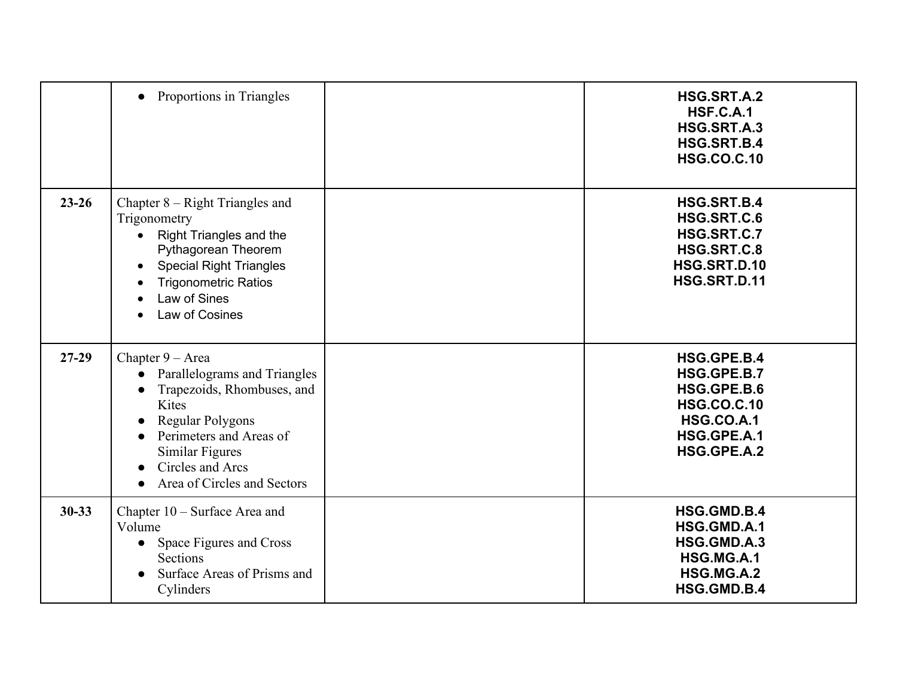| | | | |
|---|---|---|---|
| | • Proportions in Triangles | | **HSG.SRT.A.2**<br>**HSF.C.A.1**<br>**HSG.SRT.A.3**<br>**HSG.SRT.B.4**<br>**HSG.CO.C.10** |
| **23-26** | Chapter 8 – Right Triangles and Trigonometry<br>• Right Triangles and the Pythagorean Theorem<br>• Special Right Triangles<br>• Trigonometric Ratios<br>• Law of Sines<br>• Law of Cosines | | **HSG.SRT.B.4**<br>**HSG.SRT.C.6**<br>**HSG.SRT.C.7**<br>**HSG.SRT.C.8**<br>**HSG.SRT.D.10**<br>**HSG.SRT.D.11** |
| **27-29** | Chapter 9 – Area<br>• Parallelograms and Triangles<br>• Trapezoids, Rhombuses, and Kites<br>• Regular Polygons<br>• Perimeters and Areas of Similar Figures<br>• Circles and Arcs<br>• Area of Circles and Sectors | | **HSG.GPE.B.4**<br>**HSG.GPE.B.7**<br>**HSG.GPE.B.6**<br>**HSG.CO.C.10**<br>**HSG.CO.A.1**<br>**HSG.GPE.A.1**<br>**HSG.GPE.A.2** |
| **30-33** | Chapter 10 – Surface Area and Volume<br>• Space Figures and Cross Sections<br>• Surface Areas of Prisms and Cylinders | | **HSG.GMD.B.4**<br>**HSG.GMD.A.1**<br>**HSG.GMD.A.3**<br>**HSG.MG.A.1**<br>**HSG.MG.A.2**<br>**HSG.GMD.B.4** |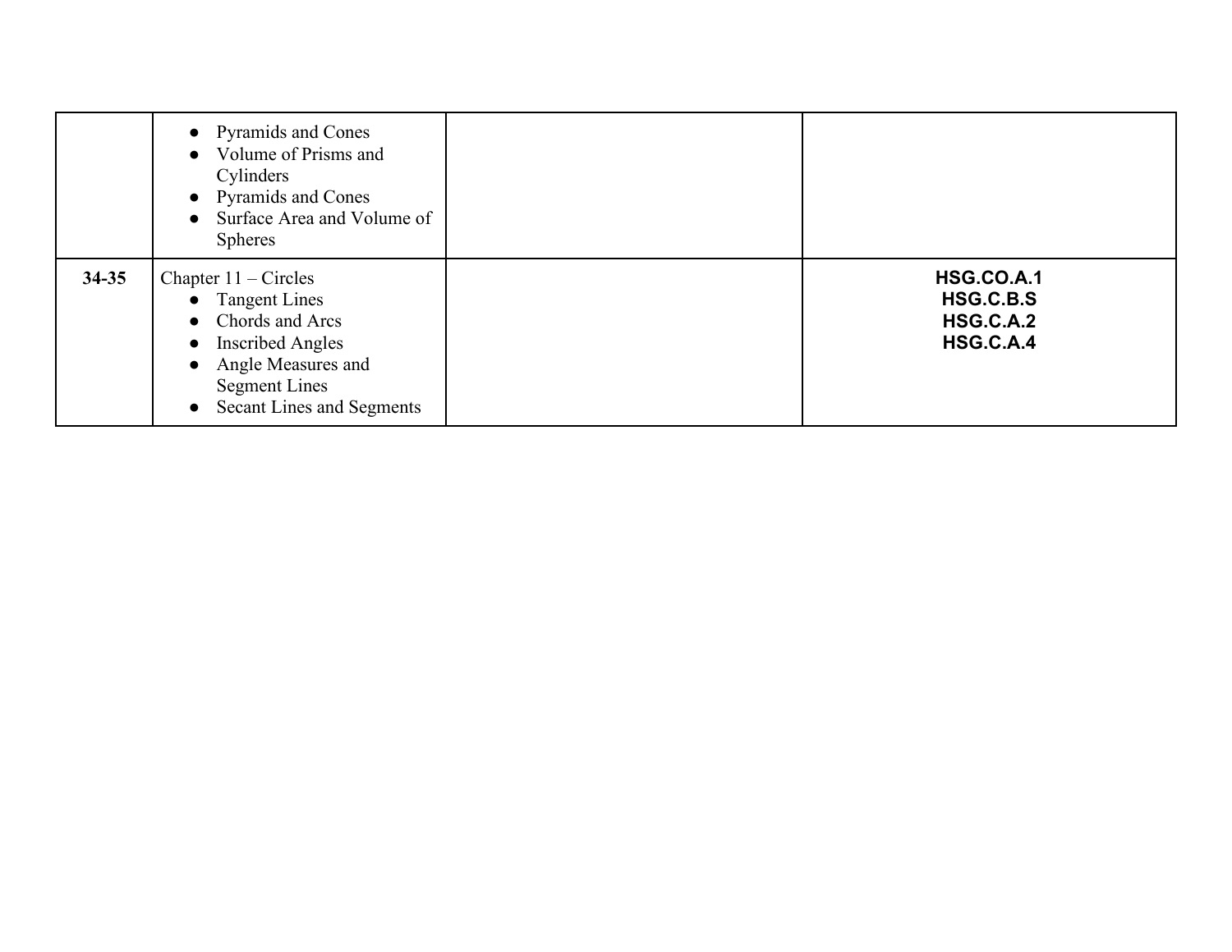| | | | |
|---|---|---|---|
| | <ul><li>Pyramids and Cones</li><li>Volume of Prisms and Cylinders</li><li>Pyramids and Cones</li><li>Surface Area and Volume of Spheres</li></ul> | | |
| **34-35** | Chapter 11 – Circles<ul><li>Tangent Lines</li><li>Chords and Arcs</li><li>Inscribed Angles</li><li>Angle Measures and Segment Lines</li><li>Secant Lines and Segments</li></ul> | | **HSG.CO.A.1**<br>**HSG.C.B.S**<br>**HSG.C.A.2**<br>**HSG.C.A.4** |